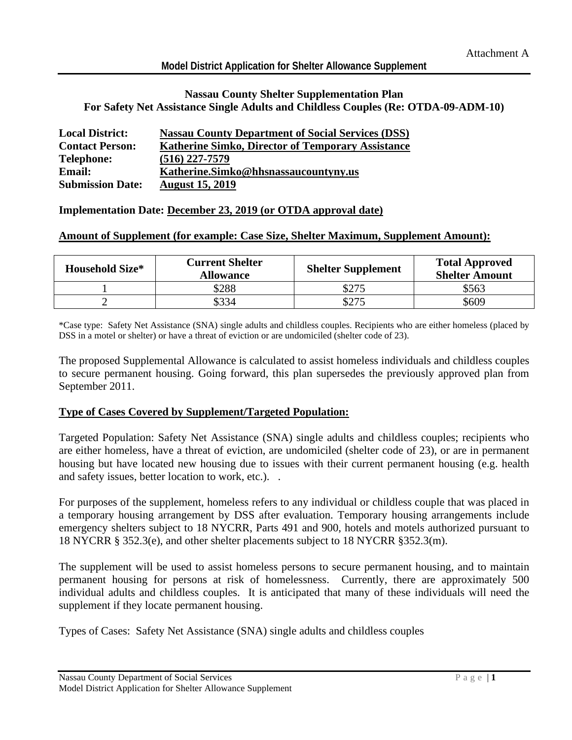Attachment A

**Model District Application for Shelter Allowance Supplement**

**Nassau County Shelter Supplementation Plan**
**For Safety Net Assistance Single Adults and Childless Couples (Re: OTDA-09-ADM-10)**

**Local District:** **Nassau County Department of Social Services (DSS)**
**Contact Person:** **Katherine Simko, Director of Temporary Assistance**
**Telephone:** **(516) 227-7579**
**Email:** **Katherine.Simko@hhsnassaucountyny.us**
**Submission Date:** **August 15, 2019**

**Implementation Date: December 23, 2019 (or OTDA approval date)**

**Amount of Supplement (for example: Case Size, Shelter Maximum, Supplement Amount):**

| Household Size* | Current Shelter Allowance | Shelter Supplement | Total Approved Shelter Amount |
|---|---|---|---|
| 1 | $288 | $275 | $563 |
| 2 | $334 | $275 | $609 |

*Case type: Safety Net Assistance (SNA) single adults and childless couples. Recipients who are either homeless (placed by DSS in a motel or shelter) or have a threat of eviction or are undomiciled (shelter code of 23).

The proposed Supplemental Allowance is calculated to assist homeless individuals and childless couples to secure permanent housing. Going forward, this plan supersedes the previously approved plan from September 2011.

**Type of Cases Covered by Supplement/Targeted Population:**

Targeted Population: Safety Net Assistance (SNA) single adults and childless couples; recipients who are either homeless, have a threat of eviction, are undomiciled (shelter code of 23), or are in permanent housing but have located new housing due to issues with their current permanent housing (e.g. health and safety issues, better location to work, etc.). .

For purposes of the supplement, homeless refers to any individual or childless couple that was placed in a temporary housing arrangement by DSS after evaluation. Temporary housing arrangements include emergency shelters subject to 18 NYCRR, Parts 491 and 900, hotels and motels authorized pursuant to 18 NYCRR § 352.3(e), and other shelter placements subject to 18 NYCRR §352.3(m).

The supplement will be used to assist homeless persons to secure permanent housing, and to maintain permanent housing for persons at risk of homelessness. Currently, there are approximately 500 individual adults and childless couples. It is anticipated that many of these individuals will need the supplement if they locate permanent housing.

Types of Cases: Safety Net Assistance (SNA) single adults and childless couples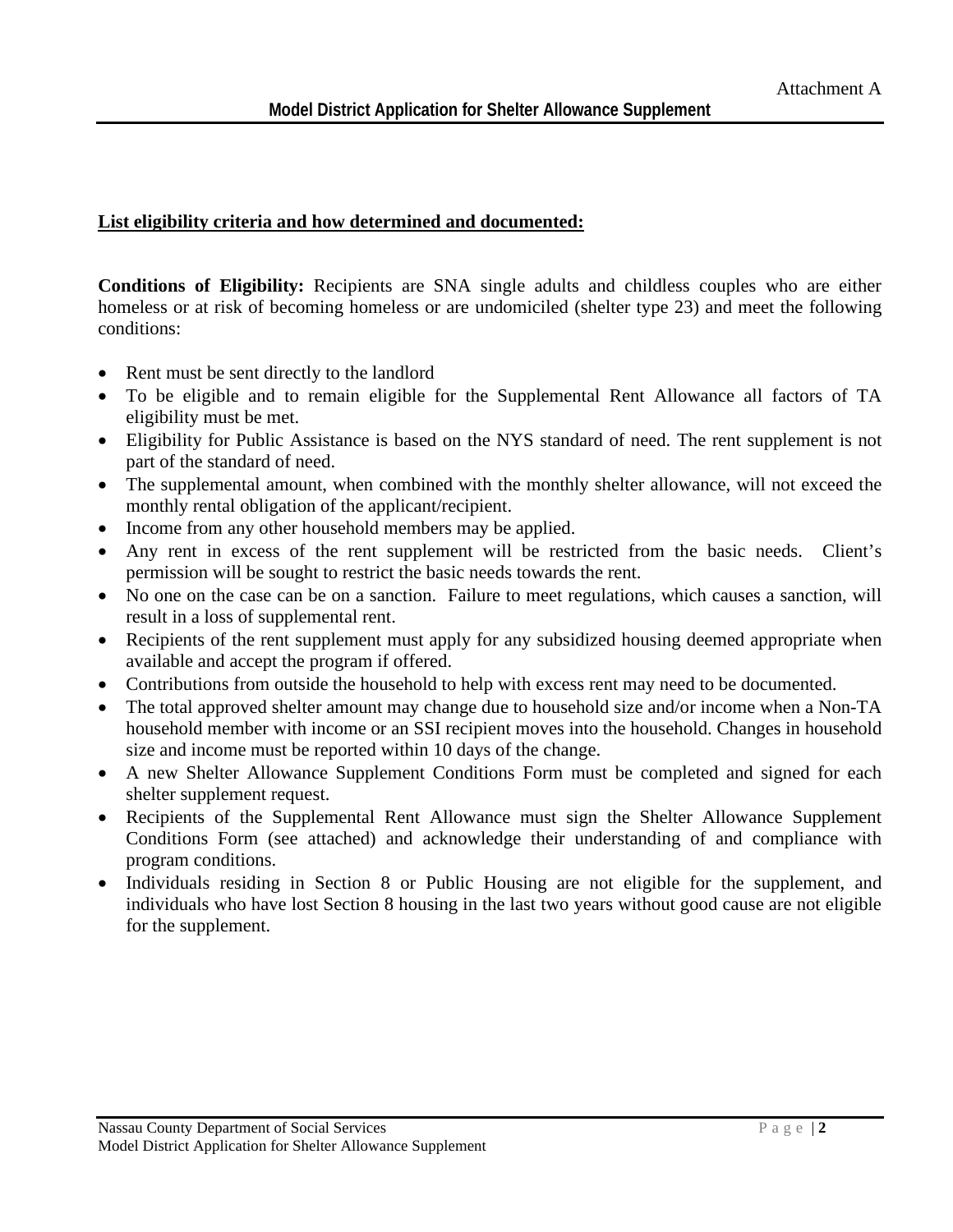**List eligibility criteria and how determined and documented:**

**Conditions of Eligibility:** Recipients are SNA single adults and childless couples who are either homeless or at risk of becoming homeless or are undomiciled (shelter type 23) and meet the following conditions:

- Rent must be sent directly to the landlord
- To be eligible and to remain eligible for the Supplemental Rent Allowance all factors of TA eligibility must be met.
- Eligibility for Public Assistance is based on the NYS standard of need. The rent supplement is not part of the standard of need.
- The supplemental amount, when combined with the monthly shelter allowance, will not exceed the monthly rental obligation of the applicant/recipient.
- Income from any other household members may be applied.
- Any rent in excess of the rent supplement will be restricted from the basic needs. Client's permission will be sought to restrict the basic needs towards the rent.
- No one on the case can be on a sanction. Failure to meet regulations, which causes a sanction, will result in a loss of supplemental rent.
- Recipients of the rent supplement must apply for any subsidized housing deemed appropriate when available and accept the program if offered.
- Contributions from outside the household to help with excess rent may need to be documented.
- The total approved shelter amount may change due to household size and/or income when a Non-TA household member with income or an SSI recipient moves into the household. Changes in household size and income must be reported within 10 days of the change.
- A new Shelter Allowance Supplement Conditions Form must be completed and signed for each shelter supplement request.
- Recipients of the Supplemental Rent Allowance must sign the Shelter Allowance Supplement Conditions Form (see attached) and acknowledge their understanding of and compliance with program conditions.
- Individuals residing in Section 8 or Public Housing are not eligible for the supplement, and individuals who have lost Section 8 housing in the last two years without good cause are not eligible for the supplement.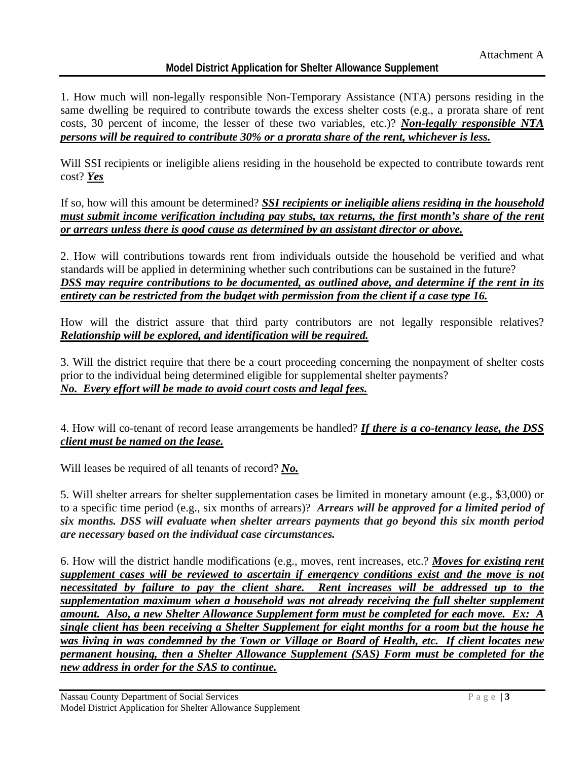Attachment A

## Model District Application for Shelter Allowance Supplement

1. How much will non-legally responsible Non-Temporary Assistance (NTA) persons residing in the same dwelling be required to contribute towards the excess shelter costs (e.g., a prorata share of rent costs, 30 percent of income, the lesser of these two variables, etc.)? ***Non-legally responsible NTA persons will be required to contribute 30% or a prorata share of the rent, whichever is less.***

Will SSI recipients or ineligible aliens residing in the household be expected to contribute towards rent cost? ***Yes***

If so, how will this amount be determined? ***SSI recipients or ineligible aliens residing in the household must submit income verification including pay stubs, tax returns, the first month's share of the rent or arrears unless there is good cause as determined by an assistant director or above.***

2. How will contributions towards rent from individuals outside the household be verified and what standards will be applied in determining whether such contributions can be sustained in the future? ***DSS may require contributions to be documented, as outlined above, and determine if the rent in its entirety can be restricted from the budget with permission from the client if a case type 16.***

How will the district assure that third party contributors are not legally responsible relatives? ***Relationship will be explored, and identification will be required.***

3. Will the district require that there be a court proceeding concerning the nonpayment of shelter costs prior to the individual being determined eligible for supplemental shelter payments? ***No. Every effort will be made to avoid court costs and legal fees.***

4. How will co-tenant of record lease arrangements be handled? ***If there is a co-tenancy lease, the DSS client must be named on the lease.***

Will leases be required of all tenants of record? ***No.***

5. Will shelter arrears for shelter supplementation cases be limited in monetary amount (e.g., $3,000) or to a specific time period (e.g., six months of arrears)? ***Arrears will be approved for a limited period of six months. DSS will evaluate when shelter arrears payments that go beyond this six month period are necessary based on the individual case circumstances.***

6. How will the district handle modifications (e.g., moves, rent increases, etc.? ***Moves for existing rent supplement cases will be reviewed to ascertain if emergency conditions exist and the move is not necessitated by failure to pay the client share. Rent increases will be addressed up to the supplementation maximum when a household was not already receiving the full shelter supplement amount. Also, a new Shelter Allowance Supplement form must be completed for each move. Ex: A single client has been receiving a Shelter Supplement for eight months for a room but the house he was living in was condemned by the Town or Village or Board of Health, etc. If client locates new permanent housing, then a Shelter Allowance Supplement (SAS) Form must be completed for the new address in order for the SAS to continue.***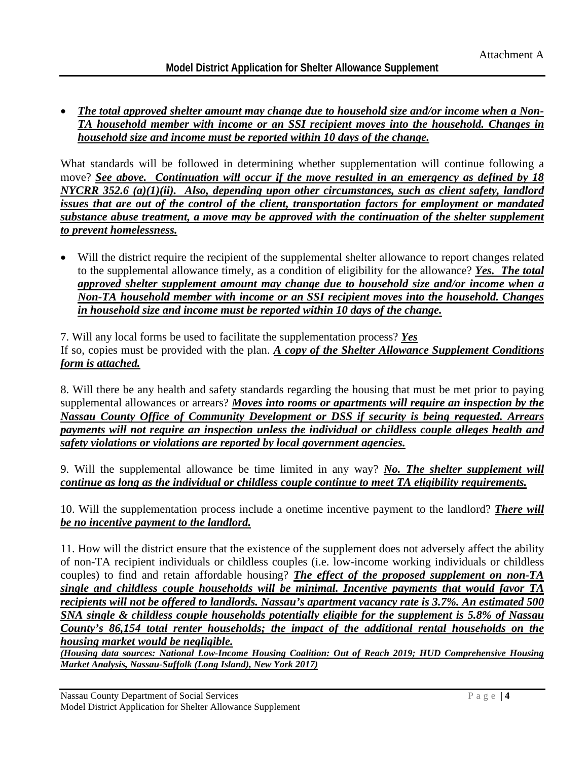- ***The total approved shelter amount may change due to household size and/or income when a Non-TA household member with income or an SSI recipient moves into the household. Changes in household size and income must be reported within 10 days of the change.***

What standards will be followed in determining whether supplementation will continue following a move? ***See above. Continuation will occur if the move resulted in an emergency as defined by 18 NYCRR 352.6 (a)(1)(ii). Also, depending upon other circumstances, such as client safety, landlord issues that are out of the control of the client, transportation factors for employment or mandated substance abuse treatment, a move may be approved with the continuation of the shelter supplement to prevent homelessness.***

- Will the district require the recipient of the supplemental shelter allowance to report changes related to the supplemental allowance timely, as a condition of eligibility for the allowance? ***Yes. The total approved shelter supplement amount may change due to household size and/or income when a Non-TA household member with income or an SSI recipient moves into the household. Changes in household size and income must be reported within 10 days of the change.***

7. Will any local forms be used to facilitate the supplementation process? ***Yes***
If so, copies must be provided with the plan. ***A copy of the Shelter Allowance Supplement Conditions form is attached.***

8. Will there be any health and safety standards regarding the housing that must be met prior to paying supplemental allowances or arrears? ***Moves into rooms or apartments will require an inspection by the Nassau County Office of Community Development or DSS if security is being requested. Arrears payments will not require an inspection unless the individual or childless couple alleges health and safety violations or violations are reported by local government agencies.***

9. Will the supplemental allowance be time limited in any way? ***No. The shelter supplement will continue as long as the individual or childless couple continue to meet TA eligibility requirements.***

10. Will the supplementation process include a onetime incentive payment to the landlord? ***There will be no incentive payment to the landlord.***

11. How will the district ensure that the existence of the supplement does not adversely affect the ability of non-TA recipient individuals or childless couples (i.e. low-income working individuals or childless couples) to find and retain affordable housing? ***The effect of the proposed supplement on non-TA single and childless couple households will be minimal. Incentive payments that would favor TA recipients will not be offered to landlords. Nassau's apartment vacancy rate is 3.7%. An estimated 500 SNA single & childless couple households potentially eligible for the supplement is 5.8% of Nassau County's 86,154 total renter households; the impact of the additional rental households on the housing market would be negligible.***
***(Housing data sources: National Low-Income Housing Coalition: Out of Reach 2019; HUD Comprehensive Housing Market Analysis, Nassau-Suffolk (Long Island), New York 2017)***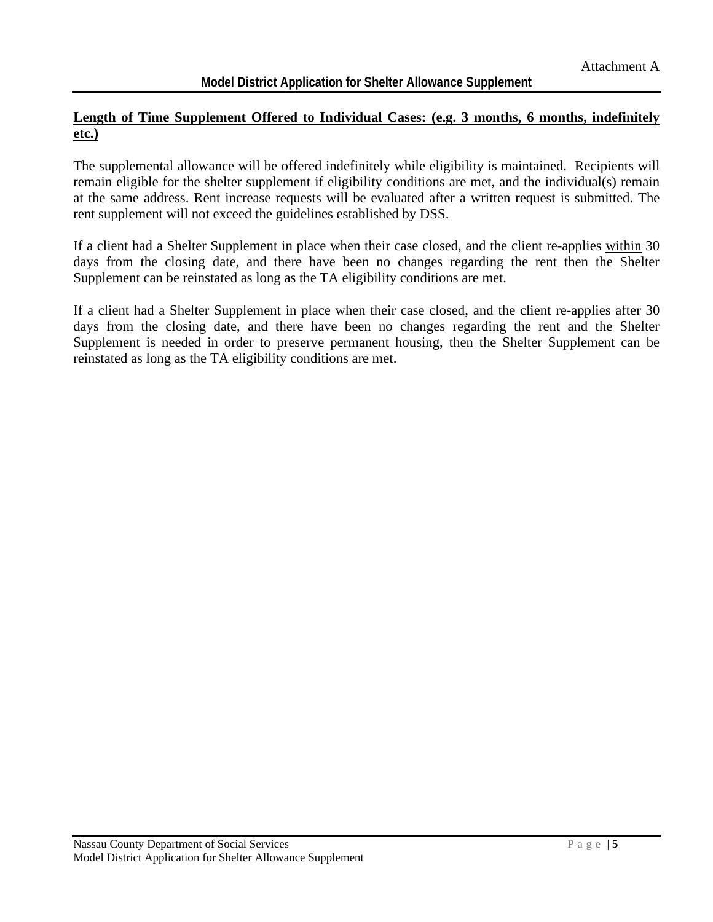**Length of Time Supplement Offered to Individual Cases: (e.g. 3 months, 6 months, indefinitely etc.)**

The supplemental allowance will be offered indefinitely while eligibility is maintained. Recipients will remain eligible for the shelter supplement if eligibility conditions are met, and the individual(s) remain at the same address. Rent increase requests will be evaluated after a written request is submitted. The rent supplement will not exceed the guidelines established by DSS.

If a client had a Shelter Supplement in place when their case closed, and the client re-applies within 30 days from the closing date, and there have been no changes regarding the rent then the Shelter Supplement can be reinstated as long as the TA eligibility conditions are met.

If a client had a Shelter Supplement in place when their case closed, and the client re-applies after 30 days from the closing date, and there have been no changes regarding the rent and the Shelter Supplement is needed in order to preserve permanent housing, then the Shelter Supplement can be reinstated as long as the TA eligibility conditions are met.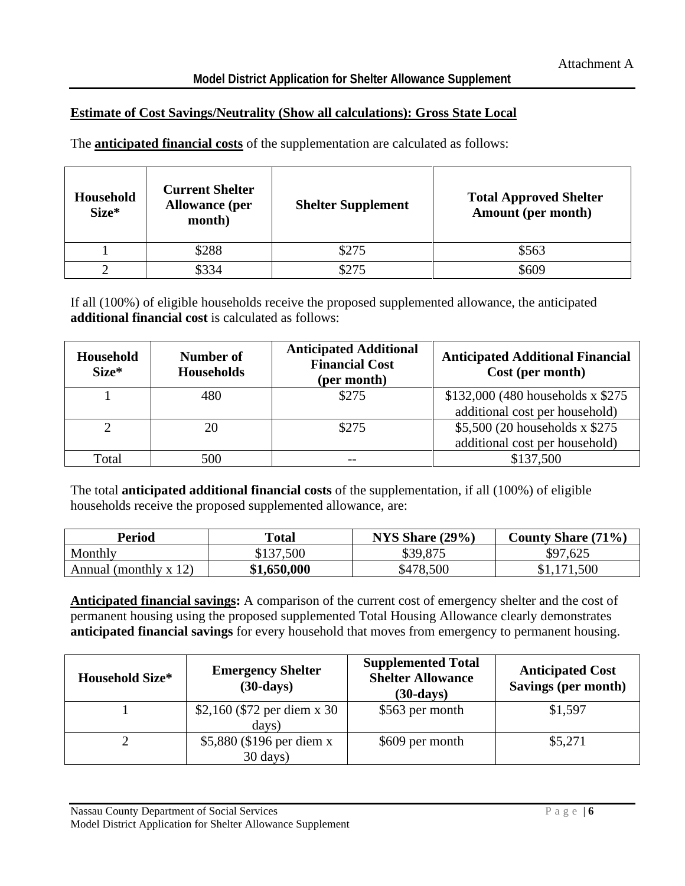Attachment A

**Model District Application for Shelter Allowance Supplement**

**Estimate of Cost Savings/Neutrality (Show all calculations): Gross State Local**

The **anticipated financial costs** of the supplementation are calculated as follows:

| Household Size* | Current Shelter Allowance (per month) | Shelter Supplement | Total Approved Shelter Amount (per month) |
|---|---|---|---|
| 1 | $288 | $275 | $563 |
| 2 | $334 | $275 | $609 |

If all (100%) of eligible households receive the proposed supplemented allowance, the anticipated **additional financial cost** is calculated as follows:

| Household Size* | Number of Households | Anticipated Additional Financial Cost (per month) | Anticipated Additional Financial Cost (per month) |
|---|---|---|---|
| 1 | 480 | $275 | $132,000 (480 households x $275 additional cost per household) |
| 2 | 20 | $275 | $5,500 (20 households x $275 additional cost per household) |
| Total | 500 | -- | $137,500 |

The total **anticipated additional financial costs** of the supplementation, if all (100%) of eligible households receive the proposed supplemented allowance, are:

| Period | Total | NYS Share (29%) | County Share (71%) |
|---|---|---|---|
| Monthly | $137,500 | $39,875 | $97,625 |
| Annual (monthly x 12) | **$1,650,000** | $478,500 | $1,171,500 |

**Anticipated financial savings:** A comparison of the current cost of emergency shelter and the cost of permanent housing using the proposed supplemented Total Housing Allowance clearly demonstrates **anticipated financial savings** for every household that moves from emergency to permanent housing.

| Household Size* | Emergency Shelter (30-days) | Supplemented Total Shelter Allowance (30-days) | Anticipated Cost Savings (per month) |
|---|---|---|---|
| 1 | $2,160 ($72 per diem x 30 days) | $563 per month | $1,597 |
| 2 | $5,880 ($196 per diem x 30 days) | $609 per month | $5,271 |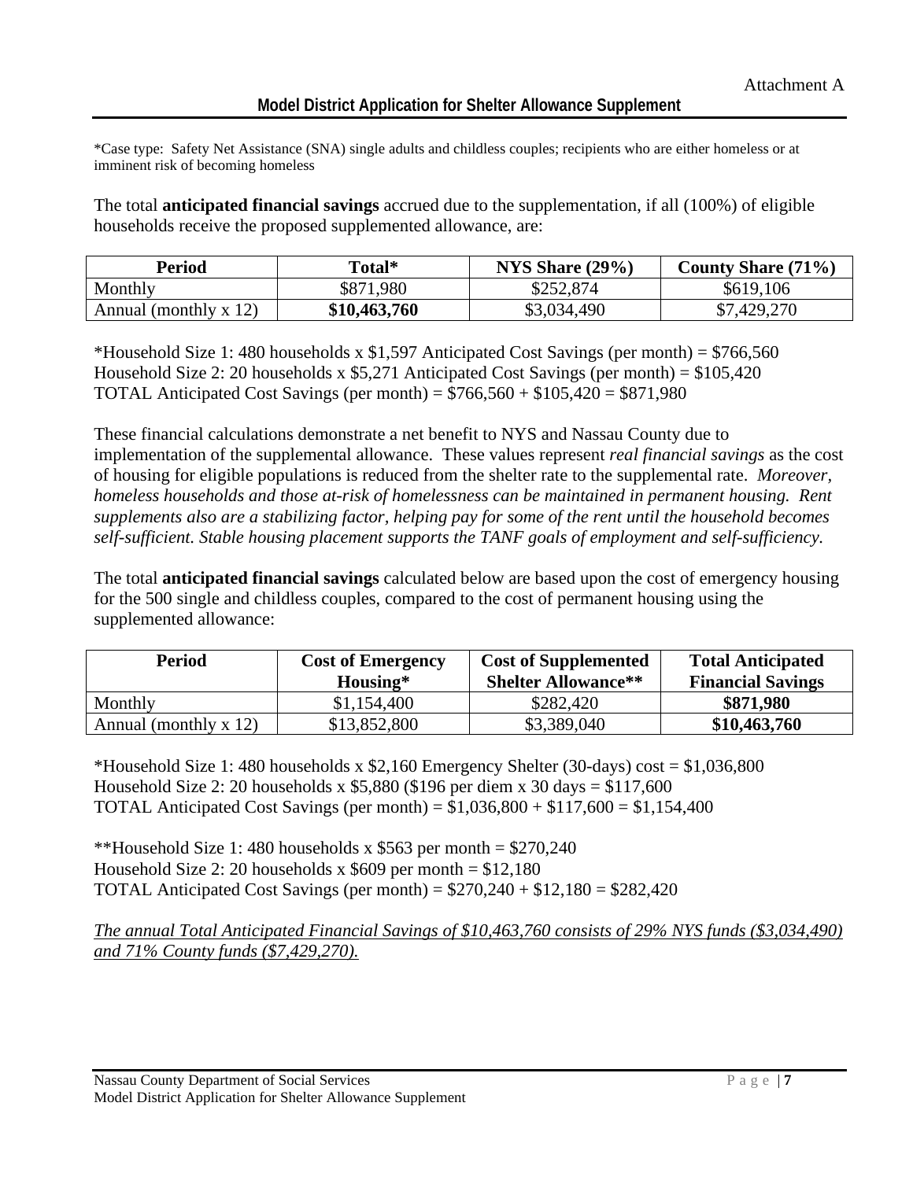Attachment A

**Model District Application for Shelter Allowance Supplement**

*Case type: Safety Net Assistance (SNA) single adults and childless couples; recipients who are either homeless or at imminent risk of becoming homeless

The total **anticipated financial savings** accrued due to the supplementation, if all (100%) of eligible households receive the proposed supplemented allowance, are:

| Period | Total* | NYS Share (29%) | County Share (71%) |
|---|---|---|---|
| Monthly | $871,980 | $252,874 | $619,106 |
| Annual (monthly x 12) | **$10,463,760** | $3,034,490 | $7,429,270 |

*Household Size 1: 480 households x $1,597 Anticipated Cost Savings (per month) = $766,560
Household Size 2: 20 households x $5,271 Anticipated Cost Savings (per month) = $105,420
TOTAL Anticipated Cost Savings (per month) = $766,560 + $105,420 = $871,980

These financial calculations demonstrate a net benefit to NYS and Nassau County due to implementation of the supplemental allowance. These values represent *real financial savings* as the cost of housing for eligible populations is reduced from the shelter rate to the supplemental rate. *Moreover, homeless households and those at-risk of homelessness can be maintained in permanent housing. Rent supplements also are a stabilizing factor, helping pay for some of the rent until the household becomes self-sufficient. Stable housing placement supports the TANF goals of employment and self-sufficiency.*

The total **anticipated financial savings** calculated below are based upon the cost of emergency housing for the 500 single and childless couples, compared to the cost of permanent housing using the supplemented allowance:

| Period | Cost of Emergency Housing* | Cost of Supplemented Shelter Allowance** | Total Anticipated Financial Savings |
|---|---|---|---|
| Monthly | $1,154,400 | $282,420 | **$871,980** |
| Annual (monthly x 12) | $13,852,800 | $3,389,040 | **$10,463,760** |

*Household Size 1: 480 households x $2,160 Emergency Shelter (30-days) cost = $1,036,800
Household Size 2: 20 households x $5,880 ($196 per diem x 30 days = $117,600
TOTAL Anticipated Cost Savings (per month) = $1,036,800 + $117,600 = $1,154,400

**Household Size 1: 480 households x $563 per month = $270,240
Household Size 2: 20 households x $609 per month = $12,180
TOTAL Anticipated Cost Savings (per month) = $270,240 + $12,180 = $282,420

*The annual Total Anticipated Financial Savings of $10,463,760 consists of 29% NYS funds ($3,034,490) and 71% County funds ($7,429,270).*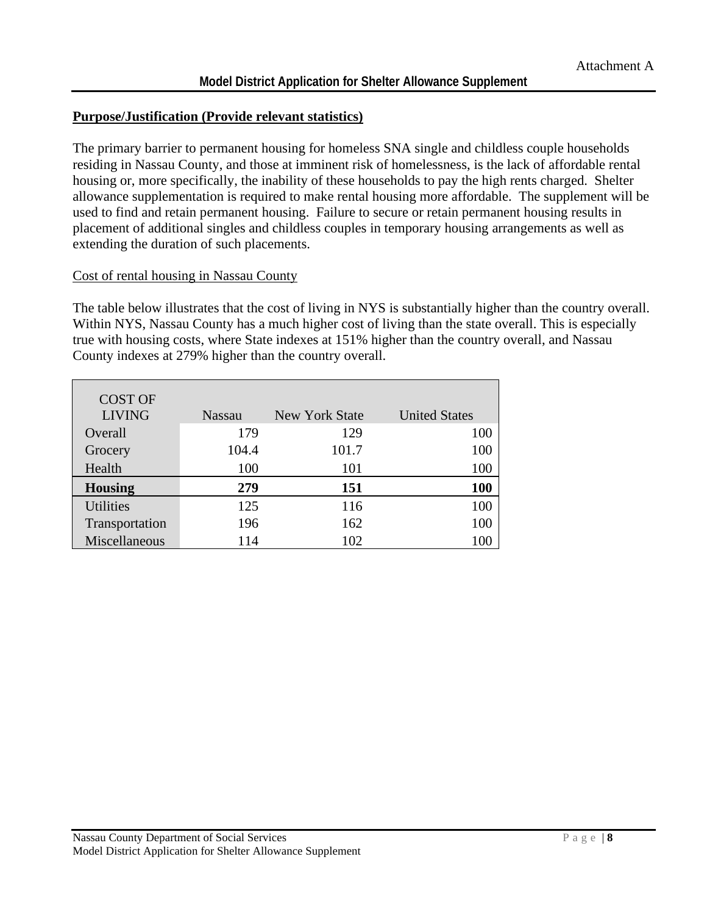Attachment A

**Model District Application for Shelter Allowance Supplement**

**Purpose/Justification (Provide relevant statistics)**

The primary barrier to permanent housing for homeless SNA single and childless couple households residing in Nassau County, and those at imminent risk of homelessness, is the lack of affordable rental housing or, more specifically, the inability of these households to pay the high rents charged. Shelter allowance supplementation is required to make rental housing more affordable. The supplement will be used to find and retain permanent housing. Failure to secure or retain permanent housing results in placement of additional singles and childless couples in temporary housing arrangements as well as extending the duration of such placements.

Cost of rental housing in Nassau County

The table below illustrates that the cost of living in NYS is substantially higher than the country overall. Within NYS, Nassau County has a much higher cost of living than the state overall. This is especially true with housing costs, where State indexes at 151% higher than the country overall, and Nassau County indexes at 279% higher than the country overall.

| COST OF LIVING | Nassau | New York State | United States |
|---|---|---|---|
| Overall | 179 | 129 | 100 |
| Grocery | 104.4 | 101.7 | 100 |
| Health | 100 | 101 | 100 |
| **Housing** | **279** | **151** | **100** |
| Utilities | 125 | 116 | 100 |
| Transportation | 196 | 162 | 100 |
| Miscellaneous | 114 | 102 | 100 |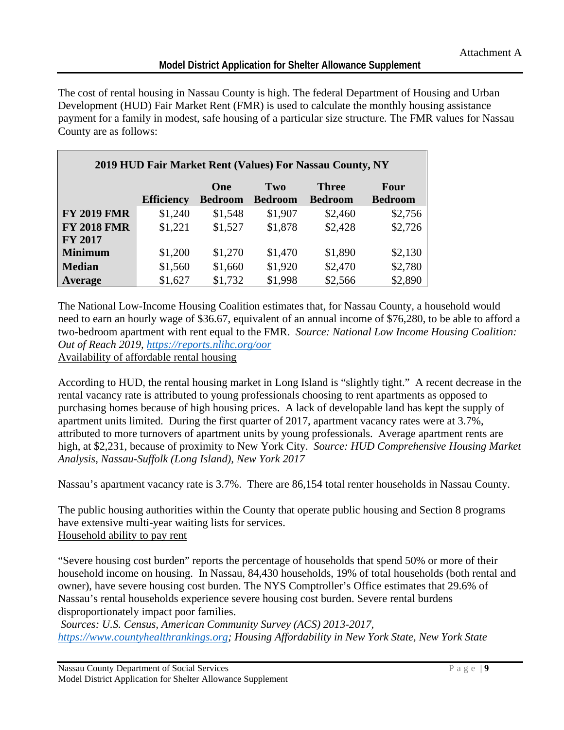The cost of rental housing in Nassau County is high. The federal Department of Housing and Urban Development (HUD) Fair Market Rent (FMR) is used to calculate the monthly housing assistance payment for a family in modest, safe housing of a particular size structure. The FMR values for Nassau County are as follows:

| 2019 HUD Fair Market Rent (Values) For Nassau County, NY | | | | | |
|---|---|---|---|---|---|
| | **Efficiency** | **One Bedroom** | **Two Bedroom** | **Three Bedroom** | **Four Bedroom** |
| **FY 2019 FMR** | $1,240 | $1,548 | $1,907 | $2,460 | $2,756 |
| **FY 2018 FMR** | $1,221 | $1,527 | $1,878 | $2,428 | $2,726 |
| **FY 2017** | | | | | |
| **Minimum** | $1,200 | $1,270 | $1,470 | $1,890 | $2,130 |
| **Median** | $1,560 | $1,660 | $1,920 | $2,470 | $2,780 |
| **Average** | $1,627 | $1,732 | $1,998 | $2,566 | $2,890 |

The National Low-Income Housing Coalition estimates that, for Nassau County, a household would need to earn an hourly wage of $36.67, equivalent of an annual income of $76,280, to be able to afford a two-bedroom apartment with rent equal to the FMR. *Source: National Low Income Housing Coalition: Out of Reach 2019, https://reports.nlihc.org/oor*

Availability of affordable rental housing

According to HUD, the rental housing market in Long Island is "slightly tight." A recent decrease in the rental vacancy rate is attributed to young professionals choosing to rent apartments as opposed to purchasing homes because of high housing prices. A lack of developable land has kept the supply of apartment units limited. During the first quarter of 2017, apartment vacancy rates were at 3.7%, attributed to more turnovers of apartment units by young professionals. Average apartment rents are high, at $2,231, because of proximity to New York City. *Source: HUD Comprehensive Housing Market Analysis, Nassau-Suffolk (Long Island), New York 2017*

Nassau's apartment vacancy rate is 3.7%. There are 86,154 total renter households in Nassau County.

The public housing authorities within the County that operate public housing and Section 8 programs have extensive multi-year waiting lists for services.

Household ability to pay rent

"Severe housing cost burden" reports the percentage of households that spend 50% or more of their household income on housing. In Nassau, 84,430 households, 19% of total households (both rental and owner), have severe housing cost burden. The NYS Comptroller's Office estimates that 29.6% of Nassau's rental households experience severe housing cost burden. Severe rental burdens disproportionately impact poor families.

*Sources: U.S. Census, American Community Survey (ACS) 2013-2017, https://www.countyhealthrankings.org; Housing Affordability in New York State, New York State*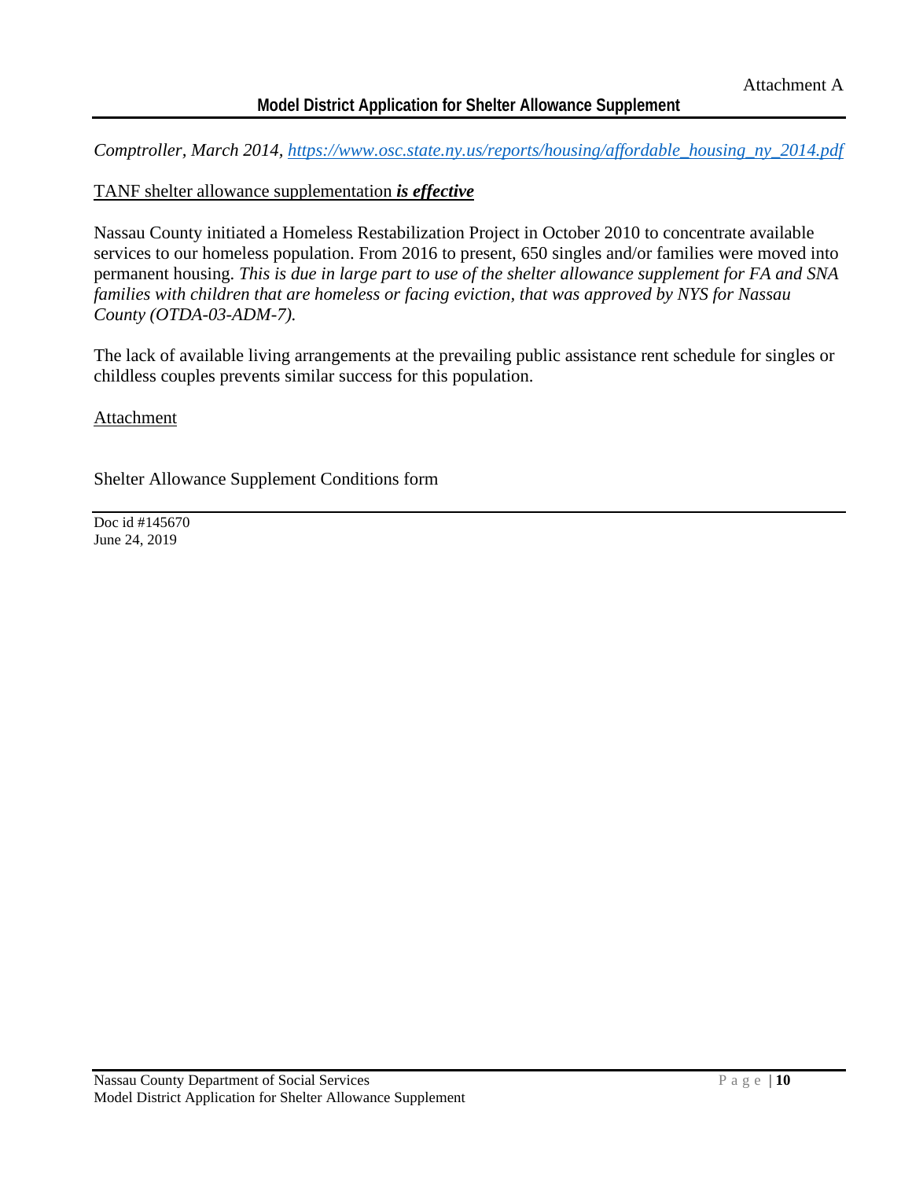*Comptroller, March 2014, https://www.osc.state.ny.us/reports/housing/affordable_housing_ny_2014.pdf*

<u>TANF shelter allowance supplementation ***is effective***</u>

Nassau County initiated a Homeless Restabilization Project in October 2010 to concentrate available services to our homeless population. From 2016 to present, 650 singles and/or families were moved into permanent housing. *This is due in large part to use of the shelter allowance supplement for FA and SNA families with children that are homeless or facing eviction, that was approved by NYS for Nassau County (OTDA-03-ADM-7).*

The lack of available living arrangements at the prevailing public assistance rent schedule for singles or childless couples prevents similar success for this population.

<u>Attachment</u>

Shelter Allowance Supplement Conditions form

Doc id #145670
June 24, 2019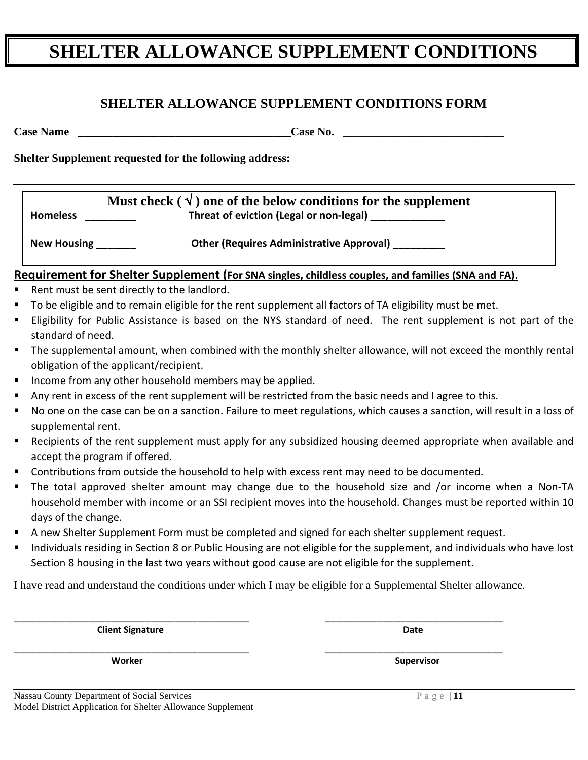# SHELTER ALLOWANCE SUPPLEMENT CONDITIONS

## SHELTER ALLOWANCE SUPPLEMENT CONDITIONS FORM

**Case Name** _____________________________________**Case No.** ____________________________

**Shelter Supplement requested for the following address:**

---

**Must check ( √ ) one of the below conditions for the supplement**

**Homeless** _________ **Threat of eviction (Legal or non-legal)** _____________

**New Housing** _______ **Other (Requires Administrative Approval)** _________

**Requirement for Shelter Supplement (For SNA singles, childless couples, and families (SNA and FA).**

- Rent must be sent directly to the landlord.
- To be eligible and to remain eligible for the rent supplement all factors of TA eligibility must be met.
- Eligibility for Public Assistance is based on the NYS standard of need. The rent supplement is not part of the standard of need.
- The supplemental amount, when combined with the monthly shelter allowance, will not exceed the monthly rental obligation of the applicant/recipient.
- Income from any other household members may be applied.
- Any rent in excess of the rent supplement will be restricted from the basic needs and I agree to this.
- No one on the case can be on a sanction. Failure to meet regulations, which causes a sanction, will result in a loss of supplemental rent.
- Recipients of the rent supplement must apply for any subsidized housing deemed appropriate when available and accept the program if offered.
- Contributions from outside the household to help with excess rent may need to be documented.
- The total approved shelter amount may change due to the household size and /or income when a Non-TA household member with income or an SSI recipient moves into the household. Changes must be reported within 10 days of the change.
- A new Shelter Supplement Form must be completed and signed for each shelter supplement request.
- Individuals residing in Section 8 or Public Housing are not eligible for the supplement, and individuals who have lost Section 8 housing in the last two years without good cause are not eligible for the supplement.

I have read and understand the conditions under which I may be eligible for a Supplemental Shelter allowance.

_____________________________________________ **Client Signature**

__________________________________ **Date**

_____________________________________________ **Worker**

__________________________________ **Supervisor**

Nassau County Department of Social Services
Model District Application for Shelter Allowance Supplement